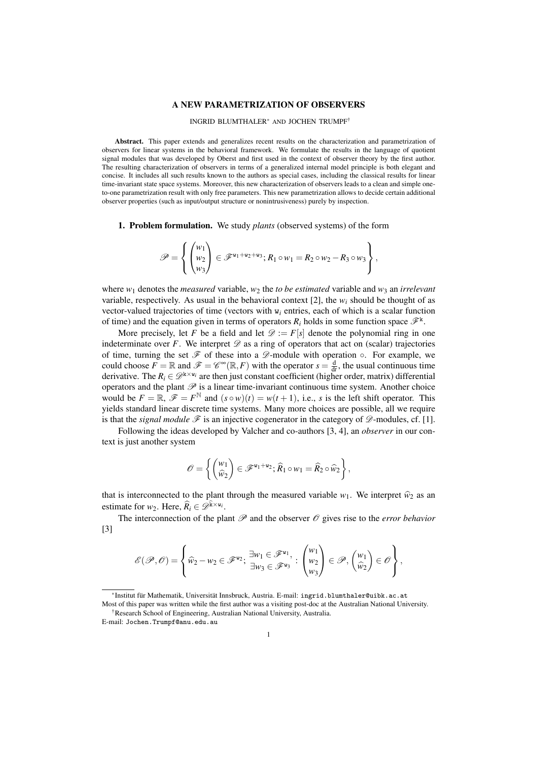# A NEW PARAMETRIZATION OF OBSERVERS

INGRID BLUMTHALER[*] AND JOCHEN TRUMPF[†]

**Abstract.** This paper extends and generalizes recent results on the characterization and parametrization of observers for linear systems in the behavioral framework. We formulate the results in the language of quotient signal modules that was developed by Oberst and first used in the context of observer theory by the first author. The resulting characterization of observers in terms of a generalized internal model principle is both elegant and concise. It includes all such results known to the authors as special cases, including the classical results for linear time-invariant state space systems. Moreover, this new characterization of observers leads to a clean and simple one-to-one parametrization result with only free parameters. This new parametrization allows to decide certain additional observer properties (such as input/output structure or nonintrusiveness) purely by inspection.

**1. Problem formulation.** We study *plants* (observed systems) of the form

$$\mathscr{P} = \left\{ \begin{pmatrix} w_1 \\ w_2 \\ w_3 \end{pmatrix} \in \mathscr{F}^{\mathtt{w}_1+\mathtt{w}_2+\mathtt{w}_3}; R_1 \circ w_1 = R_2 \circ w_2 - R_3 \circ w_3 \right\},$$

where $w_1$ denotes the *measured* variable, $w_2$ the *to be estimated* variable and $w_3$ an *irrelevant* variable, respectively. As usual in the behavioral context [2], the $w_i$ should be thought of as vector-valued trajectories of time (vectors with $\mathtt{w}_i$ entries, each of which is a scalar function of time) and the equation given in terms of operators $R_i$ holds in some function space $\mathscr{F}^{\mathtt{k}}$.

More precisely, let $F$ be a field and let $\mathscr{D} := F[s]$ denote the polynomial ring in one indeterminate over $F$. We interpret $\mathscr{D}$ as a ring of operators that act on (scalar) trajectories of time, turning the set $\mathscr{F}$ of these into a $\mathscr{D}$-module with operation $\circ$. For example, we could choose $F = \mathbb{R}$ and $\mathscr{F} = \mathscr{C}^\infty(\mathbb{R}, F)$ with the operator $s = \frac{\mathrm{d}}{\mathrm{d}t}$, the usual continuous time derivative. The $R_i \in \mathscr{D}^{\mathtt{k}\times\mathtt{w}_i}$ are then just constant coefficient (higher order, matrix) differential operators and the plant $\mathscr{P}$ is a linear time-invariant continuous time system. Another choice would be $F = \mathbb{R}$, $\mathscr{F} = F^{\mathbb{N}}$ and $(s \circ w)(t) = w(t+1)$, i.e., $s$ is the left shift operator. This yields standard linear discrete time systems. Many more choices are possible, all we require is that the *signal module* $\mathscr{F}$ is an injective cogenerator in the category of $\mathscr{D}$-modules, cf. [1].

Following the ideas developed by Valcher and co-authors [3, 4], an *observer* in our context is just another system

$$\mathscr{O} = \left\{ \begin{pmatrix} w_1 \\ \widehat{w}_2 \end{pmatrix} \in \mathscr{F}^{\mathtt{w}_1+\mathtt{w}_2}; \widehat{R}_1 \circ w_1 = \widehat{R}_2 \circ \widehat{w}_2 \right\},$$

that is interconnected to the plant through the measured variable $w_1$. We interpret $\widehat{w}_2$ as an estimate for $w_2$. Here, $\widehat{R}_i \in \mathscr{D}^{\widehat{\mathtt{k}}\times\mathtt{w}_i}$.

The interconnection of the plant $\mathscr{P}$ and the observer $\mathscr{O}$ gives rise to the *error behavior* [3]

$$\mathscr{E}(\mathscr{P},\mathscr{O}) = \left\{ \widehat{w}_2 - w_2 \in \mathscr{F}^{\mathtt{w}_2}; \begin{matrix} \exists w_1 \in \mathscr{F}^{\mathtt{w}_1}, \\ \exists w_3 \in \mathscr{F}^{\mathtt{w}_3} \end{matrix} : \begin{pmatrix} w_1 \\ w_2 \\ w_3 \end{pmatrix} \in \mathscr{P}, \begin{pmatrix} w_1 \\ \widehat{w}_2 \end{pmatrix} \in \mathscr{O} \right\},$$

---

[*] Institut für Mathematik, Universität Innsbruck, Austria. E-mail: ingrid.blumthaler@uibk.ac.at
Most of this paper was written while the first author was a visiting post-doc at the Australian National University.

[†] Research School of Engineering, Australian National University, Australia.
E-mail: Jochen.Trumpf@anu.edu.au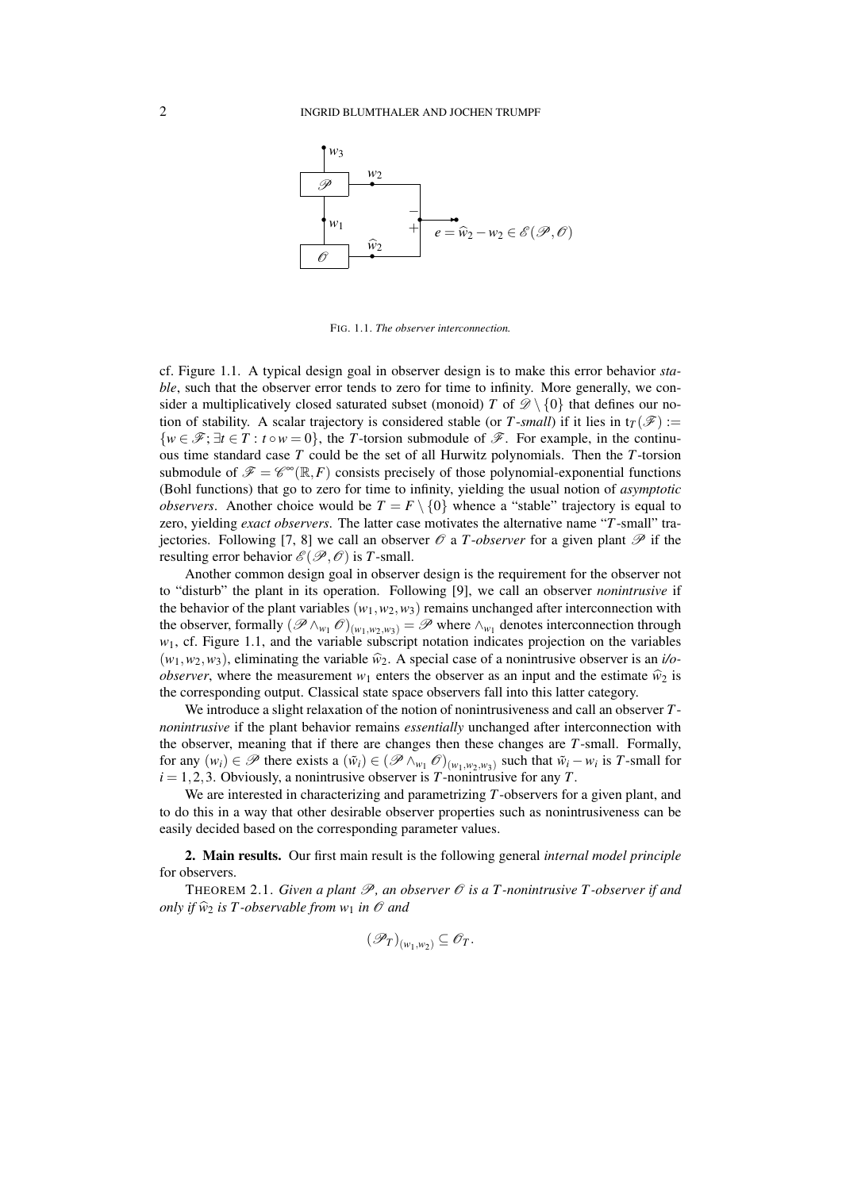FIG. 1.1. *The observer interconnection.*

cf. Figure 1.1. A typical design goal in observer design is to make this error behavior *stable*, such that the observer error tends to zero for time to infinity. More generally, we consider a multiplicatively closed saturated subset (monoid) $T$ of $\mathscr{D} \setminus \{0\}$ that defines our notion of stability. A scalar trajectory is considered stable (or $T$-*small*) if it lies in $\mathrm{t}_T(\mathscr{F}) := \{w \in \mathscr{F}; \exists t \in T : t \circ w = 0\}$, the $T$-torsion submodule of $\mathscr{F}$. For example, in the continuous time standard case $T$ could be the set of all Hurwitz polynomials. Then the $T$-torsion submodule of $\mathscr{F} = \mathscr{C}^\infty(\mathbb{R}, F)$ consists precisely of those polynomial-exponential functions (Bohl functions) that go to zero for time to infinity, yielding the usual notion of *asymptotic observers*. Another choice would be $T = F \setminus \{0\}$ whence a "stable" trajectory is equal to zero, yielding *exact observers*. The latter case motivates the alternative name "$T$-small" trajectories. Following [7, 8] we call an observer $\mathscr{O}$ a $T$-*observer* for a given plant $\mathscr{P}$ if the resulting error behavior $\mathscr{E}(\mathscr{P}, \mathscr{O})$ is $T$-small.

Another common design goal in observer design is the requirement for the observer not to "disturb" the plant in its operation. Following [9], we call an observer *nonintrusive* if the behavior of the plant variables $(w_1, w_2, w_3)$ remains unchanged after interconnection with the observer, formally $(\mathscr{P} \wedge_{w_1} \mathscr{O})_{(w_1,w_2,w_3)} = \mathscr{P}$ where $\wedge_{w_1}$ denotes interconnection through $w_1$, cf. Figure 1.1, and the variable subscript notation indicates projection on the variables $(w_1, w_2, w_3)$, eliminating the variable $\widehat{w}_2$. A special case of a nonintrusive observer is an *i/o-observer*, where the measurement $w_1$ enters the observer as an input and the estimate $\widehat{w}_2$ is the corresponding output. Classical state space observers fall into this latter category.

We introduce a slight relaxation of the notion of nonintrusiveness and call an observer $T$-*nonintrusive* if the plant behavior remains *essentially* unchanged after interconnection with the observer, meaning that if there are changes then these changes are $T$-small. Formally, for any $(w_i) \in \mathscr{P}$ there exists a $(\tilde{w}_i) \in (\mathscr{P} \wedge_{w_1} \mathscr{O})_{(w_1,w_2,w_3)}$ such that $\tilde{w}_i - w_i$ is $T$-small for $i = 1, 2, 3$. Obviously, a nonintrusive observer is $T$-nonintrusive for any $T$.

We are interested in characterizing and parametrizing $T$-observers for a given plant, and to do this in a way that other desirable observer properties such as nonintrusiveness can be easily decided based on the corresponding parameter values.

**2. Main results.** Our first main result is the following general *internal model principle* for observers.

THEOREM 2.1. *Given a plant $\mathscr{P}$, an observer $\mathscr{O}$ is a $T$-nonintrusive $T$-observer if and only if $\widehat{w}_2$ is $T$-observable from $w_1$ in $\mathscr{O}$ and*

$$(\mathscr{P}_T)_{(w_1,w_2)} \subseteq \mathscr{O}_T.$$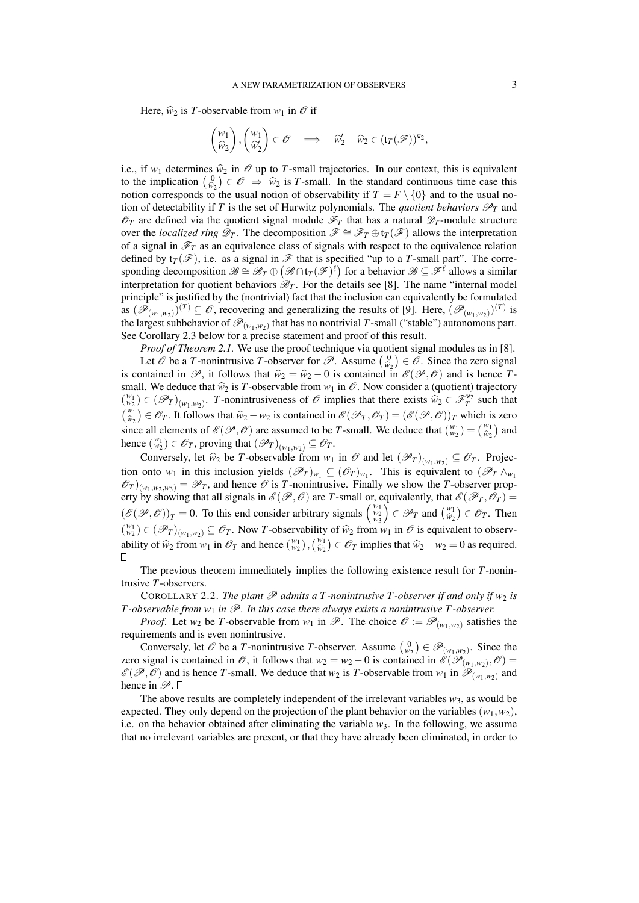Here, $\widehat{w}_2$ is $T$-observable from $w_1$ in $\mathscr{O}$ if

$$\begin{pmatrix} w_1 \\ \widehat{w}_2 \end{pmatrix}, \begin{pmatrix} w_1 \\ \widehat{w}_2' \end{pmatrix} \in \mathscr{O} \quad \Longrightarrow \quad \widehat{w}_2' - \widehat{w}_2 \in (\mathrm{t}_T(\mathscr{F}))^{\mathtt{w}_2},$$

i.e., if $w_1$ determines $\widehat{w}_2$ in $\mathscr{O}$ up to $T$-small trajectories. In our context, this is equivalent to the implication $\binom{0}{\widehat{w}_2} \in \mathscr{O} \Rightarrow \widehat{w}_2$ is $T$-small. In the standard continuous time case this notion corresponds to the usual notion of observability if $T = F \setminus \{0\}$ and to the usual notion of detectability if $T$ is the set of Hurwitz polynomials. The *quotient behaviors* $\mathscr{P}_T$ and $\mathscr{O}_T$ are defined via the quotient signal module $\mathscr{F}_T$ that has a natural $\mathscr{D}_T$-module structure over the *localized ring* $\mathscr{D}_T$. The decomposition $\mathscr{F} \cong \mathscr{F}_T \oplus \mathrm{t}_T(\mathscr{F})$ allows the interpretation of a signal in $\mathscr{F}_T$ as an equivalence class of signals with respect to the equivalence relation defined by $\mathrm{t}_T(\mathscr{F})$, i.e. as a signal in $\mathscr{F}$ that is specified "up to a $T$-small part". The corresponding decomposition $\mathscr{B} \cong \mathscr{B}_T \oplus \left(\mathscr{B} \cap \mathrm{t}_T(\mathscr{F})^\ell\right)$ for a behavior $\mathscr{B} \subseteq \mathscr{F}^\ell$ allows a similar interpretation for quotient behaviors $\mathscr{B}_T$. For the details see [8]. The name "internal model principle" is justified by the (nontrivial) fact that the inclusion can equivalently be formulated as $(\mathscr{P}_{(w_1,w_2)})^{(T)} \subseteq \mathscr{O}$, recovering and generalizing the results of [9]. Here, $(\mathscr{P}_{(w_1,w_2)})^{(T)}$ is the largest subbehavior of $\mathscr{P}_{(w_1,w_2)}$ that has no nontrivial $T$-small ("stable") autonomous part. See Corollary 2.3 below for a precise statement and proof of this result.

*Proof of Theorem 2.1.* We use the proof technique via quotient signal modules as in [8].

Let $\mathscr{O}$ be a $T$-nonintrusive $T$-observer for $\mathscr{P}$. Assume $\binom{0}{\widehat{w}_2} \in \mathscr{O}$. Since the zero signal is contained in $\mathscr{P}$, it follows that $\widehat{w}_2 = \widehat{w}_2 - 0$ is contained in $\mathscr{E}(\mathscr{P},\mathscr{O})$ and is hence $T$-small. We deduce that $\widehat{w}_2$ is $T$-observable from $w_1$ in $\mathscr{O}$. Now consider a (quotient) trajectory $\binom{w_1}{w_2} \in (\mathscr{P}_T)_{(w_1,w_2)}$. $T$-nonintrusiveness of $\mathscr{O}$ implies that there exists $\widehat{w}_2 \in \mathscr{F}_T^{\mathtt{w}_2}$ such that $\binom{w_1}{\widehat{w}_2} \in \mathscr{O}_T$. It follows that $\widehat{w}_2 - w_2$ is contained in $\mathscr{E}(\mathscr{P}_T, \mathscr{O}_T) = (\mathscr{E}(\mathscr{P},\mathscr{O}))_T$ which is zero since all elements of $\mathscr{E}(\mathscr{P},\mathscr{O})$ are assumed to be $T$-small. We deduce that $\binom{w_1}{w_2} = \binom{w_1}{\widehat{w}_2}$ and hence $\binom{w_1}{w_2} \in \mathscr{O}_T$, proving that $(\mathscr{P}_T)_{(w_1,w_2)} \subseteq \mathscr{O}_T$.

Conversely, let $\widehat{w}_2$ be $T$-observable from $w_1$ in $\mathscr{O}$ and let $(\mathscr{P}_T)_{(w_1,w_2)} \subseteq \mathscr{O}_T$. Projection onto $w_1$ in this inclusion yields $(\mathscr{P}_T)_{w_1} \subseteq (\mathscr{O}_T)_{w_1}$. This is equivalent to $(\mathscr{P}_T \wedge_{w_1} \mathscr{O}_T)_{(w_1,w_2,w_3)} = \mathscr{P}_T$, and hence $\mathscr{O}$ is $T$-nonintrusive. Finally we show the $T$-observer property by showing that all signals in $\mathscr{E}(\mathscr{P},\mathscr{O})$ are $T$-small or, equivalently, that $\mathscr{E}(\mathscr{P}_T,\mathscr{O}_T) = (\mathscr{E}(\mathscr{P},\mathscr{O}))_T = 0$. To this end consider arbitrary signals $\begin{pmatrix} w_1 \\ w_2 \\ w_3 \end{pmatrix} \in \mathscr{P}_T$ and $\binom{w_1}{\widehat{w}_2} \in \mathscr{O}_T$. Then $\binom{w_1}{w_2} \in (\mathscr{P}_T)_{(w_1,w_2)} \subseteq \mathscr{O}_T$. Now $T$-observability of $\widehat{w}_2$ from $w_1$ in $\mathscr{O}$ is equivalent to observability of $\widehat{w}_2$ from $w_1$ in $\mathscr{O}_T$ and hence $\binom{w_1}{w_2}, \binom{w_1}{\widehat{w}_2} \in \mathscr{O}_T$ implies that $\widehat{w}_2 - w_2 = 0$ as required. $\square$

The previous theorem immediately implies the following existence result for $T$-nonintrusive $T$-observers.

COROLLARY 2.2. *The plant $\mathscr{P}$ admits a $T$-nonintrusive $T$-observer if and only if $w_2$ is $T$-observable from $w_1$ in $\mathscr{P}$. In this case there always exists a nonintrusive $T$-observer.*

*Proof.* Let $w_2$ be $T$-observable from $w_1$ in $\mathscr{P}$. The choice $\mathscr{O} := \mathscr{P}_{(w_1,w_2)}$ satisfies the requirements and is even nonintrusive.

Conversely, let $\mathscr{O}$ be a $T$-nonintrusive $T$-observer. Assume $\binom{0}{w_2} \in \mathscr{P}_{(w_1,w_2)}$. Since the zero signal is contained in $\mathscr{O}$, it follows that $w_2 = w_2 - 0$ is contained in $\mathscr{E}(\mathscr{P}_{(w_1,w_2)},\mathscr{O}) = \mathscr{E}(\mathscr{P},\mathscr{O})$ and is hence $T$-small. We deduce that $w_2$ is $T$-observable from $w_1$ in $\mathscr{P}_{(w_1,w_2)}$ and hence in $\mathscr{P}$. $\square$

The above results are completely independent of the irrelevant variables $w_3$, as would be expected. They only depend on the projection of the plant behavior on the variables $(w_1,w_2)$, i.e. on the behavior obtained after eliminating the variable $w_3$. In the following, we assume that no irrelevant variables are present, or that they have already been eliminated, in order to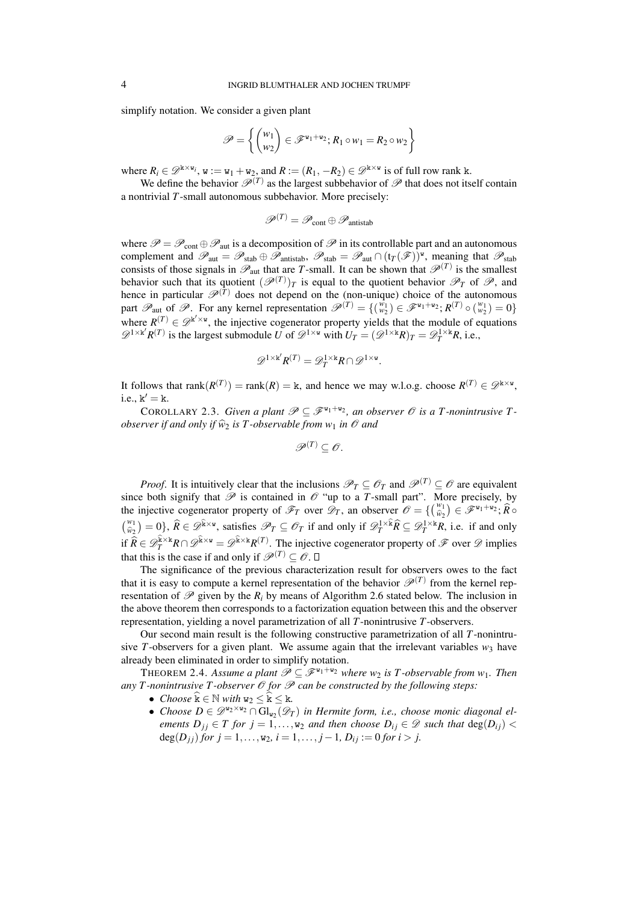simplify notation. We consider a given plant

$$\mathscr{P} = \left\{ \begin{pmatrix} w_1 \\ w_2 \end{pmatrix} \in \mathscr{F}^{\mathtt{w}_1+\mathtt{w}_2}; R_1 \circ w_1 = R_2 \circ w_2 \right\}$$

where $R_i \in \mathscr{D}^{\mathtt{k}\times\mathtt{w}_i}$, $\mathtt{w} := \mathtt{w}_1 + \mathtt{w}_2$, and $R := (R_1, -R_2) \in \mathscr{D}^{\mathtt{k}\times\mathtt{w}}$ is of full row rank $\mathtt{k}$.

We define the behavior $\mathscr{P}^{(T)}$ as the largest subbehavior of $\mathscr{P}$ that does not itself contain a nontrivial $T$-small autonomous subbehavior. More precisely:

$$\mathscr{P}^{(T)} = \mathscr{P}_{\text{cont}} \oplus \mathscr{P}_{\text{antistab}}$$

where $\mathscr{P} = \mathscr{P}_{\text{cont}} \oplus \mathscr{P}_{\text{aut}}$ is a decomposition of $\mathscr{P}$ in its controllable part and an autonomous complement and $\mathscr{P}_{\text{aut}} = \mathscr{P}_{\text{stab}} \oplus \mathscr{P}_{\text{antistab}}$, $\mathscr{P}_{\text{stab}} = \mathscr{P}_{\text{aut}} \cap (\mathrm{t}_T(\mathscr{F}))^{\mathtt{w}}$, meaning that $\mathscr{P}_{\text{stab}}$ consists of those signals in $\mathscr{P}_{\text{aut}}$ that are $T$-small. It can be shown that $\mathscr{P}^{(T)}$ is the smallest behavior such that its quotient $(\mathscr{P}^{(T)})_T$ is equal to the quotient behavior $\mathscr{P}_T$ of $\mathscr{P}$, and hence in particular $\mathscr{P}^{(T)}$ does not depend on the (non-unique) choice of the autonomous part $\mathscr{P}_{\text{aut}}$ of $\mathscr{P}$. For any kernel representation $\mathscr{P}^{(T)} = \{\binom{w_1}{w_2} \in \mathscr{F}^{\mathtt{w}_1+\mathtt{w}_2}; R^{(T)} \circ \binom{w_1}{w_2} = 0\}$ where $R^{(T)} \in \mathscr{D}^{\mathtt{k}'\times\mathtt{w}}$, the injective cogenerator property yields that the module of equations $\mathscr{D}^{1\times\mathtt{k}'}R^{(T)}$ is the largest submodule $U$ of $\mathscr{D}^{1\times\mathtt{w}}$ with $U_T = (\mathscr{D}^{1\times\mathtt{k}}R)_T = \mathscr{D}_T^{1\times\mathtt{k}}R$, i.e.,

$$\mathscr{D}^{1\times\mathtt{k}'}R^{(T)} = \mathscr{D}_T^{1\times\mathtt{k}}R \cap \mathscr{D}^{1\times\mathtt{w}}.$$

It follows that $\operatorname{rank}(R^{(T)}) = \operatorname{rank}(R) = \mathtt{k}$, and hence we may w.l.o.g. choose $R^{(T)} \in \mathscr{D}^{\mathtt{k}\times\mathtt{w}}$, i.e., $\mathtt{k}' = \mathtt{k}$.

COROLLARY 2.3. *Given a plant $\mathscr{P} \subseteq \mathscr{F}^{\mathtt{w}_1+\mathtt{w}_2}$, an observer $\mathscr{O}$ is a $T$-nonintrusive $T$-observer if and only if $\widehat{w}_2$ is $T$-observable from $w_1$ in $\mathscr{O}$ and*

$$\mathscr{P}^{(T)} \subseteq \mathscr{O}.$$

*Proof*. It is intuitively clear that the inclusions $\mathscr{P}_T \subseteq \mathscr{O}_T$ and $\mathscr{P}^{(T)} \subseteq \mathscr{O}$ are equivalent since both signify that $\mathscr{P}$ is contained in $\mathscr{O}$ "up to a $T$-small part". More precisely, by the injective cogenerator property of $\mathscr{F}_T$ over $\mathscr{D}_T$, an observer $\mathscr{O} = \{\binom{w_1}{\widehat{w}_2} \in \mathscr{F}^{\mathtt{w}_1+\mathtt{w}_2}; \widehat{R} \circ \binom{w_1}{\widehat{w}_2} = 0\}$, $\widehat{R} \in \mathscr{D}^{\widehat{\mathtt{k}}\times\mathtt{w}}$, satisfies $\mathscr{P}_T \subseteq \mathscr{O}_T$ if and only if $\mathscr{D}_T^{1\times\widehat{\mathtt{k}}}\widehat{R} \subseteq \mathscr{D}_T^{1\times\mathtt{k}}R$, i.e. if and only if $\widehat{R} \in \mathscr{D}_T^{\widehat{\mathtt{k}}\times\mathtt{k}}R \cap \mathscr{D}^{\widehat{\mathtt{k}}\times\mathtt{w}} = \mathscr{D}^{\widehat{\mathtt{k}}\times\mathtt{k}}R^{(T)}$. The injective cogenerator property of $\mathscr{F}$ over $\mathscr{D}$ implies that this is the case if and only if $\mathscr{P}^{(T)} \subseteq \mathscr{O}$. $\square$

The significance of the previous characterization result for observers owes to the fact that it is easy to compute a kernel representation of the behavior $\mathscr{P}^{(T)}$ from the kernel representation of $\mathscr{P}$ given by the $R_i$ by means of Algorithm 2.6 stated below. The inclusion in the above theorem then corresponds to a factorization equation between this and the observer representation, yielding a novel parametrization of all $T$-nonintrusive $T$-observers.

Our second main result is the following constructive parametrization of all $T$-nonintrusive $T$-observers for a given plant. We assume again that the irrelevant variables $w_3$ have already been eliminated in order to simplify notation.

THEOREM 2.4. *Assume a plant $\mathscr{P} \subseteq \mathscr{F}^{\mathtt{w}_1+\mathtt{w}_2}$ where $w_2$ is $T$-observable from $w_1$. Then any $T$-nonintrusive $T$-observer $\mathscr{O}$ for $\mathscr{P}$ can be constructed by the following steps:*

- *Choose $\widehat{\mathtt{k}} \in \mathbb{N}$ with $\mathtt{w}_2 \le \widehat{\mathtt{k}} \le \mathtt{k}$.*
- *Choose $D \in \mathscr{D}^{\mathtt{w}_2\times\mathtt{w}_2} \cap \mathrm{Gl}_{\mathtt{w}_2}(\mathscr{D}_T)$ in Hermite form, i.e., choose monic diagonal elements $D_{jj} \in T$ for $j = 1,\dots,\mathtt{w}_2$ and then choose $D_{ij} \in \mathscr{D}$ such that $\deg(D_{ij}) < \deg(D_{jj})$ for $j = 1,\dots,\mathtt{w}_2$, $i = 1,\dots,j-1$, $D_{ij} := 0$ for $i > j$.*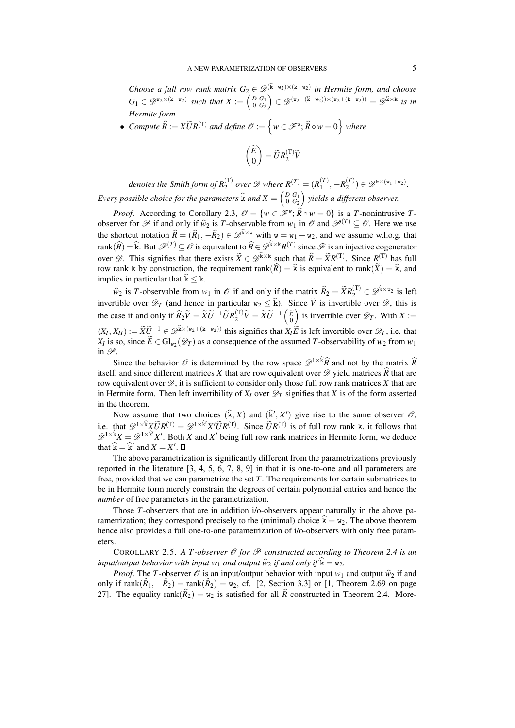*Choose a full row rank matrix $G_2 \in \mathscr{D}^{(\widehat{\mathtt{k}}-\mathtt{w}_2)\times(\mathtt{k}-\mathtt{w}_2)}$ in Hermite form, and choose $G_1 \in \mathscr{D}^{\mathtt{w}_2\times(\mathtt{k}-\mathtt{w}_2)}$ such that $X := \begin{pmatrix} D & G_1 \\ 0 & G_2 \end{pmatrix} \in \mathscr{D}^{(\mathtt{w}_2+(\widehat{\mathtt{k}}-\mathtt{w}_2))\times(\mathtt{w}_2+(\mathtt{k}-\mathtt{w}_2))} = \mathscr{D}^{\widehat{\mathtt{k}}\times\mathtt{k}}$ is in Hermite form.*

- *Compute $\widehat{R} := X\widetilde{U}R^{(\mathrm{T})}$ and define $\mathscr{O} := \left\{ w \in \mathscr{F}^{\mathtt{w}};\, \widehat{R}\circ w = 0 \right\}$ where*

$$\begin{pmatrix} \widetilde{E} \\ 0 \end{pmatrix} = \widetilde{U} R_2^{(\mathrm{T})} \widetilde{V}$$

*denotes the Smith form of $R_2^{(\mathrm{T})}$ over $\mathscr{D}$ where $R^{(T)} = (R_1^{(T)}, -R_2^{(T)}) \in \mathscr{D}^{\mathtt{k}\times(\mathtt{w}_1+\mathtt{w}_2)}$.*

*Every possible choice for the parameters $\widehat{\mathtt{k}}$ and $X = \begin{pmatrix} D & G_1 \\ 0 & G_2 \end{pmatrix}$ yields a different observer.*

*Proof*. According to Corollary 2.3, $\mathscr{O} = \{w \in \mathscr{F}^{\mathtt{w}};\, \widehat{R}\circ w = 0\}$ is a $T$-nonintrusive $T$-observer for $\mathscr{P}$ if and only if $\widehat{w}_2$ is $T$-observable from $w_1$ in $\mathscr{O}$ and $\mathscr{P}^{(T)} \subseteq \mathscr{O}$. Here we use the shortcut notation $\widehat{R} = (\widehat{R}_1, -\widehat{R}_2) \in \mathscr{D}^{\widehat{\mathtt{k}}\times\mathtt{w}}$ with $\mathtt{w} = \mathtt{w}_1 + \mathtt{w}_2$, and we assume w.l.o.g. that $\operatorname{rank}(\widehat{R}) = \widehat{\mathtt{k}}$. But $\mathscr{P}^{(T)} \subseteq \mathscr{O}$ is equivalent to $\widehat{R} \in \mathscr{D}^{\widehat{\mathtt{k}}\times\mathtt{k}} R^{(T)}$ since $\mathscr{F}$ is an injective cogenerator over $\mathscr{D}$. This signifies that there exists $\widetilde{X} \in \mathscr{D}^{\widehat{\mathtt{k}}\times\mathtt{k}}$ such that $\widehat{R} = \widetilde{X}R^{(\mathrm{T})}$. Since $R^{(\mathrm{T})}$ has full row rank $\mathtt{k}$ by construction, the requirement $\operatorname{rank}(\widehat{R}) = \widehat{\mathtt{k}}$ is equivalent to $\operatorname{rank}(\widetilde{X}) = \widehat{\mathtt{k}}$, and implies in particular that $\widehat{\mathtt{k}} \le \mathtt{k}$.

$\widehat{w}_2$ is $T$-observable from $w_1$ in $\mathscr{O}$ if and only if the matrix $\widehat{R}_2 = \widetilde{X}R_2^{(\mathrm{T})} \in \mathscr{D}^{\widehat{\mathtt{k}}\times\mathtt{w}_2}$ is left invertible over $\mathscr{D}_T$ (and hence in particular $\mathtt{w}_2 \le \widehat{\mathtt{k}}$). Since $\widetilde{V}$ is invertible over $\mathscr{D}$, this is the case if and only if $\widehat{R}_2\widetilde{V} = \widetilde{X}\widetilde{U}^{-1}\widetilde{U}R_2^{(\mathrm{T})}\widetilde{V} = \widetilde{X}\widetilde{U}^{-1}\begin{pmatrix} \widetilde{E} \\ 0 \end{pmatrix}$ is invertible over $\mathscr{D}_T$. With $X := (X_I, X_{II}) := \widetilde{X}\widetilde{U}^{-1} \in \mathscr{D}^{\widehat{\mathtt{k}}\times(\mathtt{w}_2+(\mathtt{k}-\mathtt{w}_2))}$ this signifies that $X_I\widetilde{E}$ is left invertible over $\mathscr{D}_T$, i.e. that $X_I$ is so, since $\widetilde{E} \in \mathrm{Gl}_{\mathtt{w}_2}(\mathscr{D}_T)$ as a consequence of the assumed $T$-observability of $w_2$ from $w_1$ in $\mathscr{P}$.

Since the behavior $\mathscr{O}$ is determined by the row space $\mathscr{D}^{1\times\widehat{\mathtt{k}}}\widehat{R}$ and not by the matrix $\widehat{R}$ itself, and since different matrices $X$ that are row equivalent over $\mathscr{D}$ yield matrices $\widehat{R}$ that are row equivalent over $\mathscr{D}$, it is sufficient to consider only those full row rank matrices $X$ that are in Hermite form. Then left invertibility of $X_I$ over $\mathscr{D}_T$ signifies that $X$ is of the form asserted in the theorem.

Now assume that two choices $(\widehat{\mathtt{k}}, X)$ and $(\widehat{\mathtt{k}}', X')$ give rise to the same observer $\mathscr{O}$, i.e. that $\mathscr{D}^{1\times\widehat{\mathtt{k}}}X\widetilde{U}R^{(\mathrm{T})} = \mathscr{D}^{1\times\widehat{\mathtt{k}}'}X'\widetilde{U}R^{(\mathrm{T})}$. Since $\widetilde{U}R^{(\mathrm{T})}$ is of full row rank $\mathtt{k}$, it follows that $\mathscr{D}^{1\times\widehat{\mathtt{k}}}X = \mathscr{D}^{1\times\widehat{\mathtt{k}}'}X'$. Both $X$ and $X'$ being full row rank matrices in Hermite form, we deduce that $\widehat{\mathtt{k}} = \widehat{\mathtt{k}}'$ and $X = X'$. □

The above parametrization is significantly different from the parametrizations previously reported in the literature [3, 4, 5, 6, 7, 8, 9] in that it is one-to-one and all parameters are free, provided that we can parametrize the set $T$. The requirements for certain submatrices to be in Hermite form merely constrain the degrees of certain polynomial entries and hence the *number* of free parameters in the parametrization.

Those $T$-observers that are in addition i/o-observers appear naturally in the above parametrization; they correspond precisely to the (minimal) choice $\widehat{\mathtt{k}} = \mathtt{w}_2$. The above theorem hence also provides a full one-to-one parametrization of i/o-observers with only free parameters.

COROLLARY 2.5. *A $T$-observer $\mathscr{O}$ for $\mathscr{P}$ constructed according to Theorem 2.4 is an input/output behavior with input $w_1$ and output $\widehat{w}_2$ if and only if $\widehat{\mathtt{k}} = \mathtt{w}_2$.*

*Proof*. The $T$-observer $\mathscr{O}$ is an input/output behavior with input $w_1$ and output $\widehat{w}_2$ if and only if $\operatorname{rank}(\widehat{R}_1, -\widehat{R}_2) = \operatorname{rank}(\widehat{R}_2) = \mathtt{w}_2$, cf. [2, Section 3.3] or [1, Theorem 2.69 on page 27]. The equality $\operatorname{rank}(\widehat{R}_2) = \mathtt{w}_2$ is satisfied for all $\widehat{R}$ constructed in Theorem 2.4. More-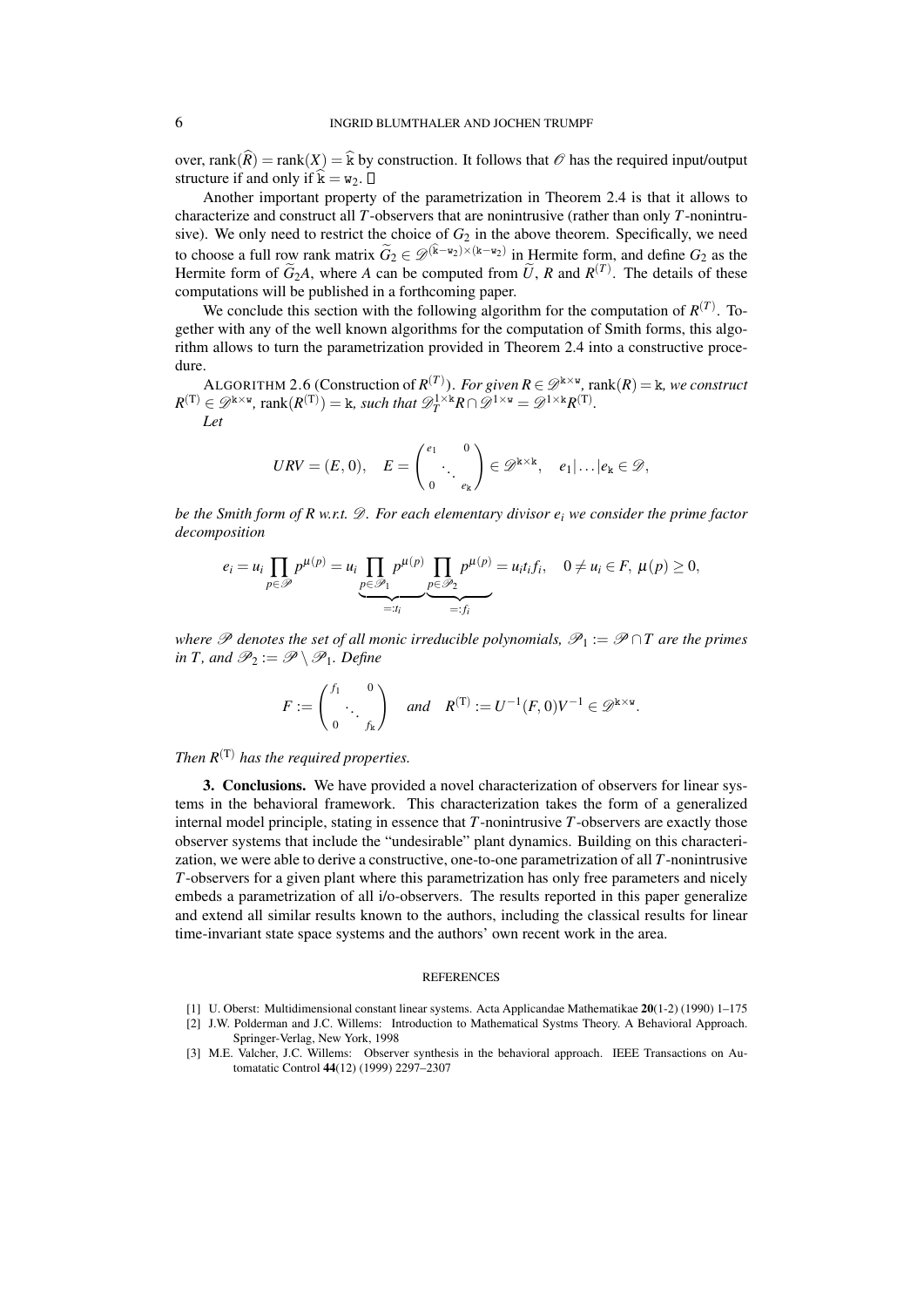over, $\text{rank}(\widehat{R}) = \text{rank}(X) = \widehat{\mathtt{k}}$ by construction. It follows that $\mathscr{O}$ has the required input/output structure if and only if $\widehat{\mathtt{k}} = \mathtt{w}_2$. □

Another important property of the parametrization in Theorem 2.4 is that it allows to characterize and construct all $T$-observers that are nonintrusive (rather than only $T$-nonintrusive). We only need to restrict the choice of $G_2$ in the above theorem. Specifically, we need to choose a full row rank matrix $\widetilde{G}_2 \in \mathscr{D}^{(\widehat{\mathtt{k}}-\mathtt{w}_2)\times(\mathtt{k}-\mathtt{w}_2)}$ in Hermite form, and define $G_2$ as the Hermite form of $\widetilde{G}_2 A$, where $A$ can be computed from $\widetilde{U}$, $R$ and $R^{(T)}$. The details of these computations will be published in a forthcoming paper.

We conclude this section with the following algorithm for the computation of $R^{(T)}$. Together with any of the well known algorithms for the computation of Smith forms, this algorithm allows to turn the parametrization provided in Theorem 2.4 into a constructive procedure.

ALGORITHM 2.6 (Construction of $R^{(T)}$). *For given $R \in \mathscr{D}^{\mathtt{k}\times\mathtt{w}}$, $\text{rank}(R) = \mathtt{k}$, we construct $R^{(\mathrm{T})} \in \mathscr{D}^{\mathtt{k}\times\mathtt{w}}$, $\text{rank}(R^{(\mathrm{T})}) = \mathtt{k}$, such that $\mathscr{D}_T^{1\times\mathtt{k}} R \cap \mathscr{D}^{1\times\mathtt{w}} = \mathscr{D}^{1\times\mathtt{k}} R^{(\mathrm{T})}$.*

*Let*

$$URV = (E, 0), \quad E = \begin{pmatrix} e_1 & & 0 \\ & \ddots & \\ 0 & & e_{\mathtt{k}} \end{pmatrix} \in \mathscr{D}^{\mathtt{k}\times\mathtt{k}}, \quad e_1 | \ldots | e_{\mathtt{k}} \in \mathscr{D},$$

*be the Smith form of $R$ w.r.t. $\mathscr{D}$. For each elementary divisor $e_i$ we consider the prime factor decomposition*

$$e_i = u_i \prod_{p\in\mathscr{P}} p^{\mu(p)} = u_i \underbrace{\prod_{p\in\mathscr{P}_1} p^{\mu(p)}}_{=:t_i} \underbrace{\prod_{p\in\mathscr{P}_2} p^{\mu(p)}}_{=:f_i} = u_i t_i f_i, \quad 0 \neq u_i \in F,\ \mu(p) \geq 0,$$

*where $\mathscr{P}$ denotes the set of all monic irreducible polynomials, $\mathscr{P}_1 := \mathscr{P} \cap T$ are the primes in $T$, and $\mathscr{P}_2 := \mathscr{P} \setminus \mathscr{P}_1$. Define*

$$F := \begin{pmatrix} f_1 & & 0 \\ & \ddots & \\ 0 & & f_{\mathtt{k}} \end{pmatrix} \quad \text{and} \quad R^{(\mathrm{T})} := U^{-1}(F, 0)V^{-1} \in \mathscr{D}^{\mathtt{k}\times\mathtt{w}}.$$

*Then $R^{(\mathrm{T})}$ has the required properties.*

**3. Conclusions.** We have provided a novel characterization of observers for linear systems in the behavioral framework. This characterization takes the form of a generalized internal model principle, stating in essence that $T$-nonintrusive $T$-observers are exactly those observer systems that include the "undesirable" plant dynamics. Building on this characterization, we were able to derive a constructive, one-to-one parametrization of all $T$-nonintrusive $T$-observers for a given plant where this parametrization has only free parameters and nicely embeds a parametrization of all i/o-observers. The results reported in this paper generalize and extend all similar results known to the authors, including the classical results for linear time-invariant state space systems and the authors' own recent work in the area.

## REFERENCES

[1] U. Oberst: Multidimensional constant linear systems. Acta Applicandae Mathematikae **20**(1-2) (1990) 1–175

[2] J.W. Polderman and J.C. Willems: Introduction to Mathematical Systms Theory. A Behavioral Approach. Springer-Verlag, New York, 1998

[3] M.E. Valcher, J.C. Willems: Observer synthesis in the behavioral approach. IEEE Transactions on Automatatic Control **44**(12) (1999) 2297–2307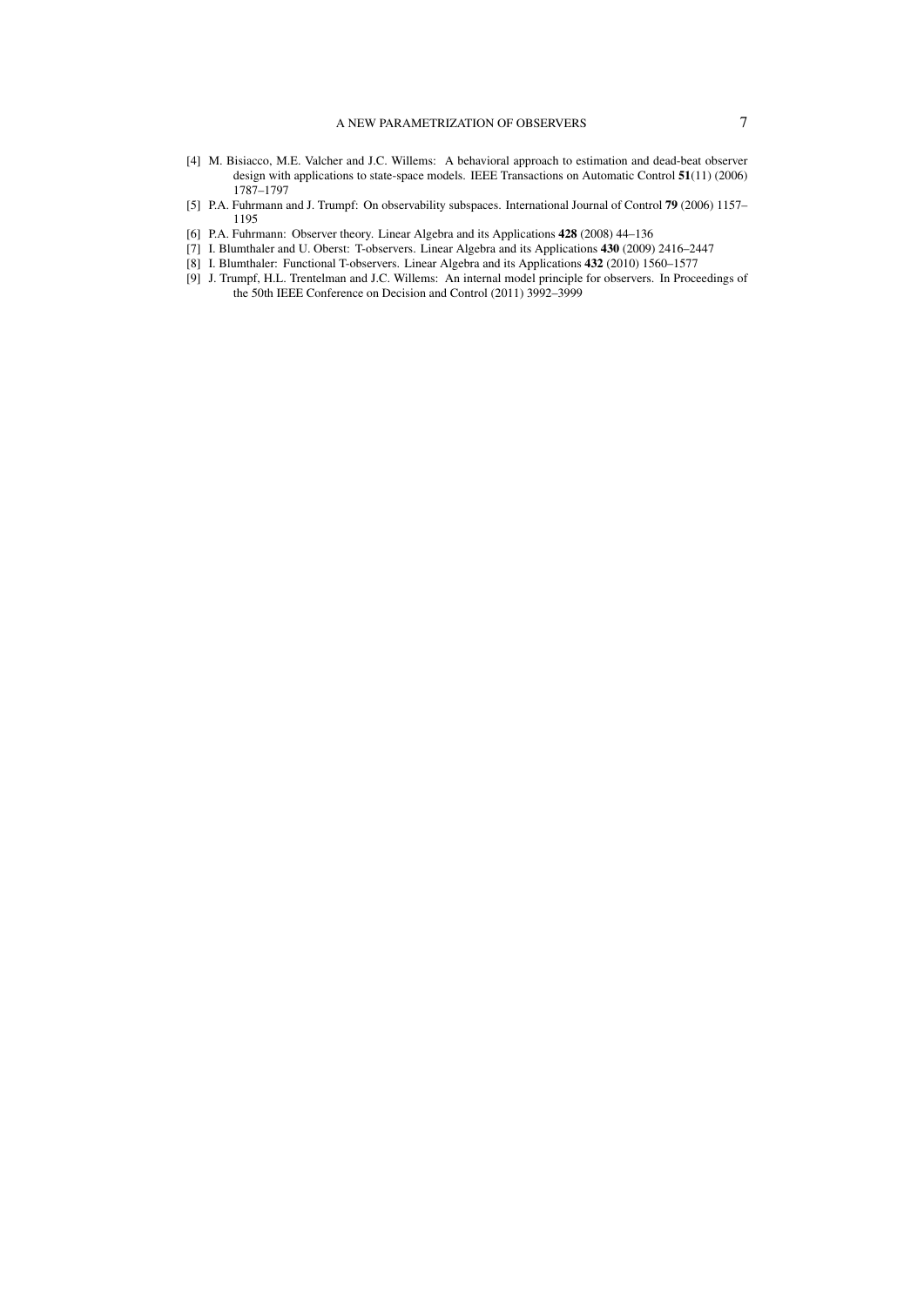[4] M. Bisiacco, M.E. Valcher and J.C. Willems: A behavioral approach to estimation and dead-beat observer design with applications to state-space models. IEEE Transactions on Automatic Control **51**(11) (2006) 1787–1797

[5] P.A. Fuhrmann and J. Trumpf: On observability subspaces. International Journal of Control **79** (2006) 1157–1195

[6] P.A. Fuhrmann: Observer theory. Linear Algebra and its Applications **428** (2008) 44–136

[7] I. Blumthaler and U. Oberst: T-observers. Linear Algebra and its Applications **430** (2009) 2416–2447

[8] I. Blumthaler: Functional T-observers. Linear Algebra and its Applications **432** (2010) 1560–1577

[9] J. Trumpf, H.L. Trentelman and J.C. Willems: An internal model principle for observers. In Proceedings of the 50th IEEE Conference on Decision and Control (2011) 3992–3999